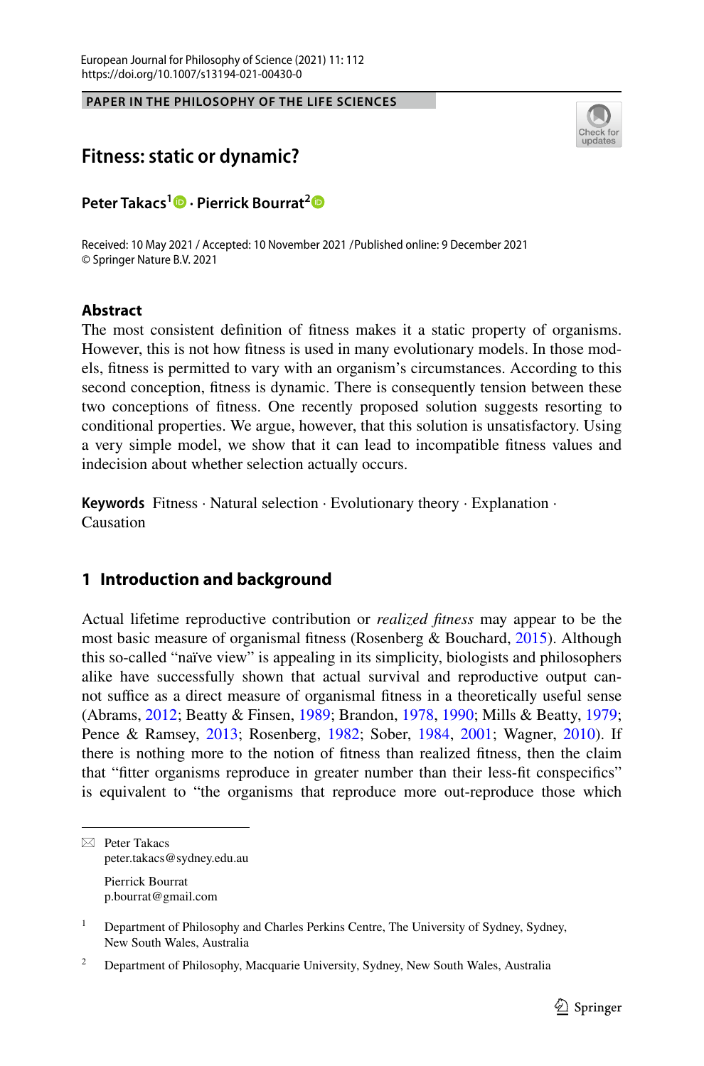PAPER IN THE PHILOSOPHY OF THE LIFE SCIENCES

# Fitness: static or dynamic?

**Peter Takacs[1] · Pierrick Bourrat[2]**

Received: 10 May 2021 / Accepted: 10 November 2021 / Published online: 9 December 2021
© Springer Nature B.V. 2021

## Abstract

The most consistent definition of fitness makes it a static property of organisms. However, this is not how fitness is used in many evolutionary models. In those models, fitness is permitted to vary with an organism's circumstances. According to this second conception, fitness is dynamic. There is consequently tension between these two conceptions of fitness. One recently proposed solution suggests resorting to conditional properties. We argue, however, that this solution is unsatisfactory. Using a very simple model, we show that it can lead to incompatible fitness values and indecision about whether selection actually occurs.

**Keywords** Fitness · Natural selection · Evolutionary theory · Explanation · Causation

## 1 Introduction and background

Actual lifetime reproductive contribution or *realized fitness* may appear to be the most basic measure of organismal fitness (Rosenberg & Bouchard, 2015). Although this so-called "naïve view" is appealing in its simplicity, biologists and philosophers alike have successfully shown that actual survival and reproductive output cannot suffice as a direct measure of organismal fitness in a theoretically useful sense (Abrams, 2012; Beatty & Finsen, 1989; Brandon, 1978, 1990; Mills & Beatty, 1979; Pence & Ramsey, 2013; Rosenberg, 1982; Sober, 1984, 2001; Wagner, 2010). If there is nothing more to the notion of fitness than realized fitness, then the claim that "fitter organisms reproduce in greater number than their less-fit conspecifics" is equivalent to "the organisms that reproduce more out-reproduce those which

---

Peter Takacs
peter.takacs@sydney.edu.au

Pierrick Bourrat
p.bourrat@gmail.com

[1] Department of Philosophy and Charles Perkins Centre, The University of Sydney, Sydney, New South Wales, Australia

[2] Department of Philosophy, Macquarie University, Sydney, New South Wales, Australia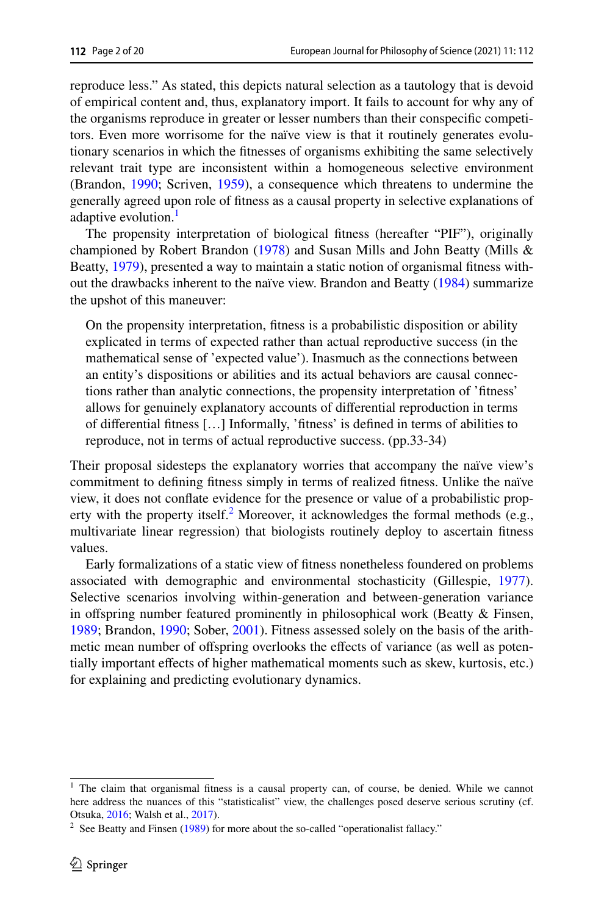reproduce less." As stated, this depicts natural selection as a tautology that is devoid of empirical content and, thus, explanatory import. It fails to account for why any of the organisms reproduce in greater or lesser numbers than their conspecific competitors. Even more worrisome for the naïve view is that it routinely generates evolutionary scenarios in which the fitnesses of organisms exhibiting the same selectively relevant trait type are inconsistent within a homogeneous selective environment (Brandon, 1990; Scriven, 1959), a consequence which threatens to undermine the generally agreed upon role of fitness as a causal property in selective explanations of adaptive evolution.[1]

The propensity interpretation of biological fitness (hereafter "PIF"), originally championed by Robert Brandon (1978) and Susan Mills and John Beatty (Mills & Beatty, 1979), presented a way to maintain a static notion of organismal fitness without the drawbacks inherent to the naïve view. Brandon and Beatty (1984) summarize the upshot of this maneuver:

> On the propensity interpretation, fitness is a probabilistic disposition or ability explicated in terms of expected rather than actual reproductive success (in the mathematical sense of 'expected value'). Inasmuch as the connections between an entity's dispositions or abilities and its actual behaviors are causal connections rather than analytic connections, the propensity interpretation of 'fitness' allows for genuinely explanatory accounts of differential reproduction in terms of differential fitness […] Informally, 'fitness' is defined in terms of abilities to reproduce, not in terms of actual reproductive success. (pp.33-34)

Their proposal sidesteps the explanatory worries that accompany the naïve view's commitment to defining fitness simply in terms of realized fitness. Unlike the naïve view, it does not conflate evidence for the presence or value of a probabilistic property with the property itself.[2] Moreover, it acknowledges the formal methods (e.g., multivariate linear regression) that biologists routinely deploy to ascertain fitness values.

Early formalizations of a static view of fitness nonetheless foundered on problems associated with demographic and environmental stochasticity (Gillespie, 1977). Selective scenarios involving within-generation and between-generation variance in offspring number featured prominently in philosophical work (Beatty & Finsen, 1989; Brandon, 1990; Sober, 2001). Fitness assessed solely on the basis of the arithmetic mean number of offspring overlooks the effects of variance (as well as potentially important effects of higher mathematical moments such as skew, kurtosis, etc.) for explaining and predicting evolutionary dynamics.

---

[1] The claim that organismal fitness is a causal property can, of course, be denied. While we cannot here address the nuances of this "statisticalist" view, the challenges posed deserve serious scrutiny (cf. Otsuka, 2016; Walsh et al., 2017).

[2] See Beatty and Finsen (1989) for more about the so-called "operationalist fallacy."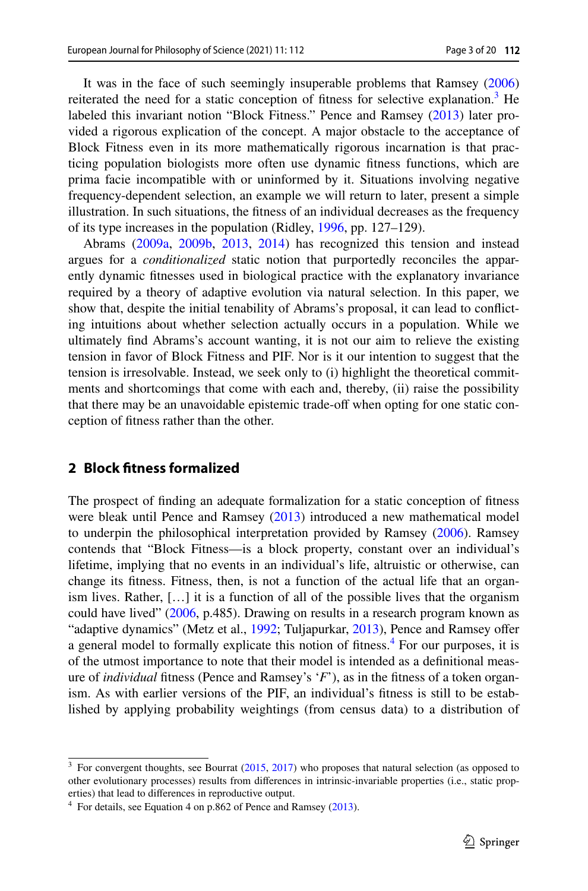It was in the face of such seemingly insuperable problems that Ramsey (2006) reiterated the need for a static conception of fitness for selective explanation.[3] He labeled this invariant notion "Block Fitness." Pence and Ramsey (2013) later provided a rigorous explication of the concept. A major obstacle to the acceptance of Block Fitness even in its more mathematically rigorous incarnation is that practicing population biologists more often use dynamic fitness functions, which are prima facie incompatible with or uninformed by it. Situations involving negative frequency-dependent selection, an example we will return to later, present a simple illustration. In such situations, the fitness of an individual decreases as the frequency of its type increases in the population (Ridley, 1996, pp. 127–129).

Abrams (2009a, 2009b, 2013, 2014) has recognized this tension and instead argues for a *conditionalized* static notion that purportedly reconciles the apparently dynamic fitnesses used in biological practice with the explanatory invariance required by a theory of adaptive evolution via natural selection. In this paper, we show that, despite the initial tenability of Abrams's proposal, it can lead to conflicting intuitions about whether selection actually occurs in a population. While we ultimately find Abrams's account wanting, it is not our aim to relieve the existing tension in favor of Block Fitness and PIF. Nor is it our intention to suggest that the tension is irresolvable. Instead, we seek only to (i) highlight the theoretical commitments and shortcomings that come with each and, thereby, (ii) raise the possibility that there may be an unavoidable epistemic trade-off when opting for one static conception of fitness rather than the other.

## 2 Block fitness formalized

The prospect of finding an adequate formalization for a static conception of fitness were bleak until Pence and Ramsey (2013) introduced a new mathematical model to underpin the philosophical interpretation provided by Ramsey (2006). Ramsey contends that "Block Fitness—is a block property, constant over an individual's lifetime, implying that no events in an individual's life, altruistic or otherwise, can change its fitness. Fitness, then, is not a function of the actual life that an organism lives. Rather, […] it is a function of all of the possible lives that the organism could have lived" (2006, p.485). Drawing on results in a research program known as "adaptive dynamics" (Metz et al., 1992; Tuljapurkar, 2013), Pence and Ramsey offer a general model to formally explicate this notion of fitness.[4] For our purposes, it is of the utmost importance to note that their model is intended as a definitional measure of *individual* fitness (Pence and Ramsey's '*F*'), as in the fitness of a token organism. As with earlier versions of the PIF, an individual's fitness is still to be established by applying probability weightings (from census data) to a distribution of

[3] For convergent thoughts, see Bourrat (2015, 2017) who proposes that natural selection (as opposed to other evolutionary processes) results from differences in intrinsic-invariable properties (i.e., static properties) that lead to differences in reproductive output.

[4] For details, see Equation 4 on p.862 of Pence and Ramsey (2013).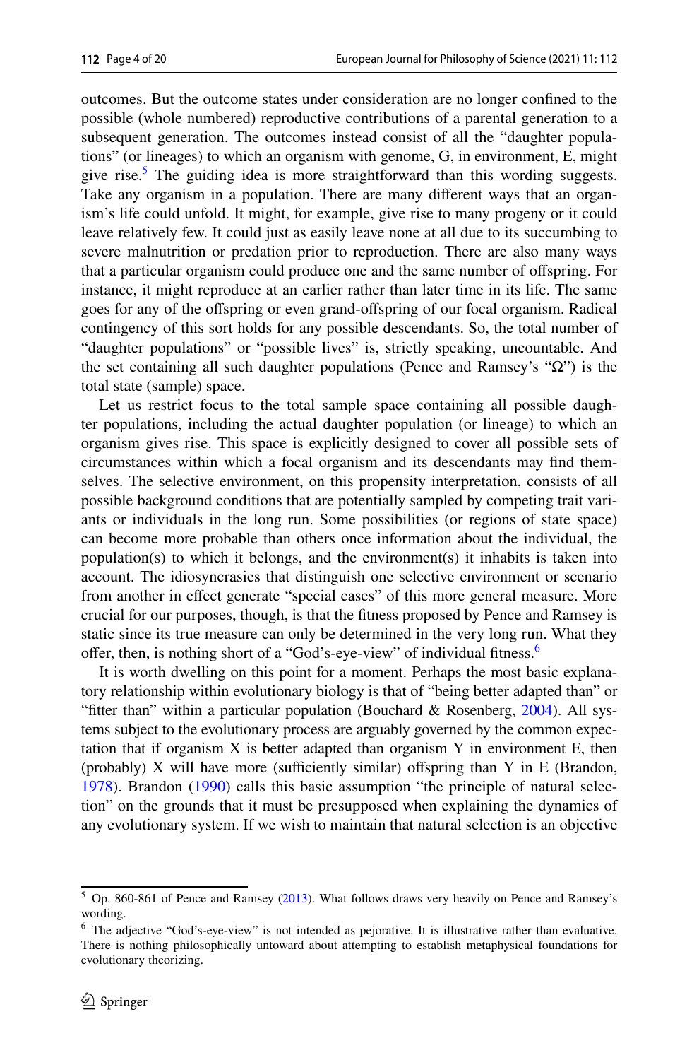outcomes. But the outcome states under consideration are no longer confined to the possible (whole numbered) reproductive contributions of a parental generation to a subsequent generation. The outcomes instead consist of all the "daughter populations" (or lineages) to which an organism with genome, G, in environment, E, might give rise.[5] The guiding idea is more straightforward than this wording suggests. Take any organism in a population. There are many different ways that an organism's life could unfold. It might, for example, give rise to many progeny or it could leave relatively few. It could just as easily leave none at all due to its succumbing to severe malnutrition or predation prior to reproduction. There are also many ways that a particular organism could produce one and the same number of offspring. For instance, it might reproduce at an earlier rather than later time in its life. The same goes for any of the offspring or even grand-offspring of our focal organism. Radical contingency of this sort holds for any possible descendants. So, the total number of "daughter populations" or "possible lives" is, strictly speaking, uncountable. And the set containing all such daughter populations (Pence and Ramsey's "Ω") is the total state (sample) space.

Let us restrict focus to the total sample space containing all possible daughter populations, including the actual daughter population (or lineage) to which an organism gives rise. This space is explicitly designed to cover all possible sets of circumstances within which a focal organism and its descendants may find themselves. The selective environment, on this propensity interpretation, consists of all possible background conditions that are potentially sampled by competing trait variants or individuals in the long run. Some possibilities (or regions of state space) can become more probable than others once information about the individual, the population(s) to which it belongs, and the environment(s) it inhabits is taken into account. The idiosyncrasies that distinguish one selective environment or scenario from another in effect generate "special cases" of this more general measure. More crucial for our purposes, though, is that the fitness proposed by Pence and Ramsey is static since its true measure can only be determined in the very long run. What they offer, then, is nothing short of a "God's-eye-view" of individual fitness.[6]

It is worth dwelling on this point for a moment. Perhaps the most basic explanatory relationship within evolutionary biology is that of "being better adapted than" or "fitter than" within a particular population (Bouchard & Rosenberg, 2004). All systems subject to the evolutionary process are arguably governed by the common expectation that if organism X is better adapted than organism Y in environment E, then (probably) X will have more (sufficiently similar) offspring than Y in E (Brandon, 1978). Brandon (1990) calls this basic assumption "the principle of natural selection" on the grounds that it must be presupposed when explaining the dynamics of any evolutionary system. If we wish to maintain that natural selection is an objective

[5] Op. 860-861 of Pence and Ramsey (2013). What follows draws very heavily on Pence and Ramsey's wording.

[6] The adjective "God's-eye-view" is not intended as pejorative. It is illustrative rather than evaluative. There is nothing philosophically untoward about attempting to establish metaphysical foundations for evolutionary theorizing.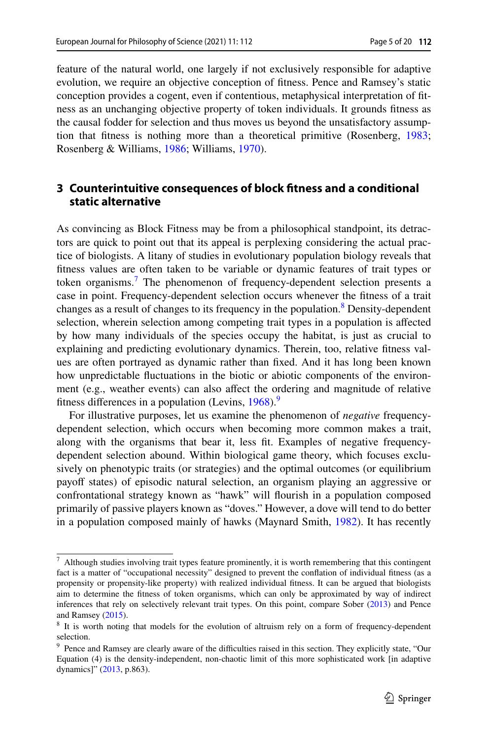feature of the natural world, one largely if not exclusively responsible for adaptive evolution, we require an objective conception of fitness. Pence and Ramsey's static conception provides a cogent, even if contentious, metaphysical interpretation of fitness as an unchanging objective property of token individuals. It grounds fitness as the causal fodder for selection and thus moves us beyond the unsatisfactory assumption that fitness is nothing more than a theoretical primitive (Rosenberg, 1983; Rosenberg & Williams, 1986; Williams, 1970).

## 3 Counterintuitive consequences of block fitness and a conditional static alternative

As convincing as Block Fitness may be from a philosophical standpoint, its detractors are quick to point out that its appeal is perplexing considering the actual practice of biologists. A litany of studies in evolutionary population biology reveals that fitness values are often taken to be variable or dynamic features of trait types or token organisms.[7] The phenomenon of frequency-dependent selection presents a case in point. Frequency-dependent selection occurs whenever the fitness of a trait changes as a result of changes to its frequency in the population.[8] Density-dependent selection, wherein selection among competing trait types in a population is affected by how many individuals of the species occupy the habitat, is just as crucial to explaining and predicting evolutionary dynamics. Therein, too, relative fitness values are often portrayed as dynamic rather than fixed. And it has long been known how unpredictable fluctuations in the biotic or abiotic components of the environment (e.g., weather events) can also affect the ordering and magnitude of relative fitness differences in a population (Levins, 1968).[9]

For illustrative purposes, let us examine the phenomenon of *negative* frequency-dependent selection, which occurs when becoming more common makes a trait, along with the organisms that bear it, less fit. Examples of negative frequency-dependent selection abound. Within biological game theory, which focuses exclusively on phenotypic traits (or strategies) and the optimal outcomes (or equilibrium payoff states) of episodic natural selection, an organism playing an aggressive or confrontational strategy known as "hawk" will flourish in a population composed primarily of passive players known as "doves." However, a dove will tend to do better in a population composed mainly of hawks (Maynard Smith, 1982). It has recently

---

[7] Although studies involving trait types feature prominently, it is worth remembering that this contingent fact is a matter of "occupational necessity" designed to prevent the conflation of individual fitness (as a propensity or propensity-like property) with realized individual fitness. It can be argued that biologists aim to determine the fitness of token organisms, which can only be approximated by way of indirect inferences that rely on selectively relevant trait types. On this point, compare Sober (2013) and Pence and Ramsey (2015).

[8] It is worth noting that models for the evolution of altruism rely on a form of frequency-dependent selection.

[9] Pence and Ramsey are clearly aware of the difficulties raised in this section. They explicitly state, "Our Equation (4) is the density-independent, non-chaotic limit of this more sophisticated work [in adaptive dynamics]" (2013, p.863).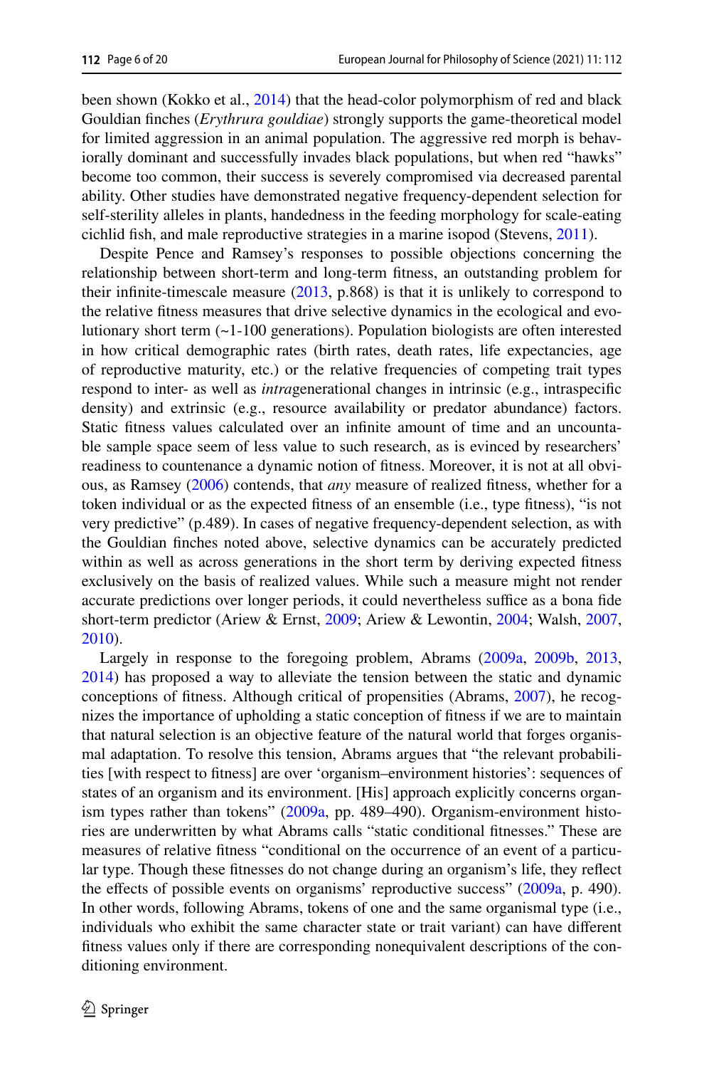been shown (Kokko et al., 2014) that the head-color polymorphism of red and black Gouldian finches (*Erythrura gouldiae*) strongly supports the game-theoretical model for limited aggression in an animal population. The aggressive red morph is behaviorally dominant and successfully invades black populations, but when red "hawks" become too common, their success is severely compromised via decreased parental ability. Other studies have demonstrated negative frequency-dependent selection for self-sterility alleles in plants, handedness in the feeding morphology for scale-eating cichlid fish, and male reproductive strategies in a marine isopod (Stevens, 2011).

Despite Pence and Ramsey's responses to possible objections concerning the relationship between short-term and long-term fitness, an outstanding problem for their infinite-timescale measure (2013, p.868) is that it is unlikely to correspond to the relative fitness measures that drive selective dynamics in the ecological and evolutionary short term (~1-100 generations). Population biologists are often interested in how critical demographic rates (birth rates, death rates, life expectancies, age of reproductive maturity, etc.) or the relative frequencies of competing trait types respond to inter- as well as *intra*generational changes in intrinsic (e.g., intraspecific density) and extrinsic (e.g., resource availability or predator abundance) factors. Static fitness values calculated over an infinite amount of time and an uncountable sample space seem of less value to such research, as is evinced by researchers' readiness to countenance a dynamic notion of fitness. Moreover, it is not at all obvious, as Ramsey (2006) contends, that *any* measure of realized fitness, whether for a token individual or as the expected fitness of an ensemble (i.e., type fitness), "is not very predictive" (p.489). In cases of negative frequency-dependent selection, as with the Gouldian finches noted above, selective dynamics can be accurately predicted within as well as across generations in the short term by deriving expected fitness exclusively on the basis of realized values. While such a measure might not render accurate predictions over longer periods, it could nevertheless suffice as a bona fide short-term predictor (Ariew & Ernst, 2009; Ariew & Lewontin, 2004; Walsh, 2007, 2010).

Largely in response to the foregoing problem, Abrams (2009a, 2009b, 2013, 2014) has proposed a way to alleviate the tension between the static and dynamic conceptions of fitness. Although critical of propensities (Abrams, 2007), he recognizes the importance of upholding a static conception of fitness if we are to maintain that natural selection is an objective feature of the natural world that forges organismal adaptation. To resolve this tension, Abrams argues that "the relevant probabilities [with respect to fitness] are over 'organism–environment histories': sequences of states of an organism and its environment. [His] approach explicitly concerns organism types rather than tokens" (2009a, pp. 489–490). Organism-environment histories are underwritten by what Abrams calls "static conditional fitnesses." These are measures of relative fitness "conditional on the occurrence of an event of a particular type. Though these fitnesses do not change during an organism's life, they reflect the effects of possible events on organisms' reproductive success" (2009a, p. 490). In other words, following Abrams, tokens of one and the same organismal type (i.e., individuals who exhibit the same character state or trait variant) can have different fitness values only if there are corresponding nonequivalent descriptions of the conditioning environment.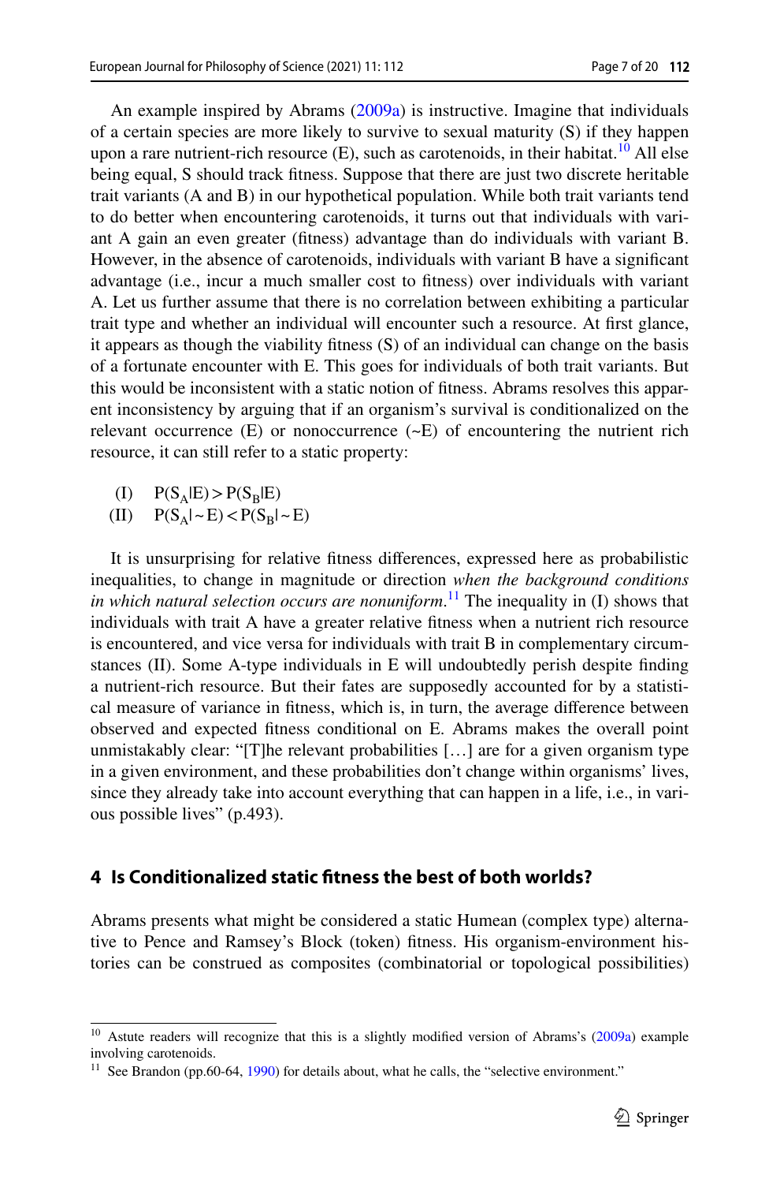An example inspired by Abrams (2009a) is instructive. Imagine that individuals of a certain species are more likely to survive to sexual maturity (S) if they happen upon a rare nutrient-rich resource (E), such as carotenoids, in their habitat.[10] All else being equal, S should track fitness. Suppose that there are just two discrete heritable trait variants (A and B) in our hypothetical population. While both trait variants tend to do better when encountering carotenoids, it turns out that individuals with variant A gain an even greater (fitness) advantage than do individuals with variant B. However, in the absence of carotenoids, individuals with variant B have a significant advantage (i.e., incur a much smaller cost to fitness) over individuals with variant A. Let us further assume that there is no correlation between exhibiting a particular trait type and whether an individual will encounter such a resource. At first glance, it appears as though the viability fitness (S) of an individual can change on the basis of a fortunate encounter with E. This goes for individuals of both trait variants. But this would be inconsistent with a static notion of fitness. Abrams resolves this apparent inconsistency by arguing that if an organism's survival is conditionalized on the relevant occurrence (E) or nonoccurrence (~E) of encountering the nutrient rich resource, it can still refer to a static property:

(I) $P(S_A|E) > P(S_B|E)$
(II) $P(S_A|\sim E) < P(S_B|\sim E)$

It is unsurprising for relative fitness differences, expressed here as probabilistic inequalities, to change in magnitude or direction *when the background conditions in which natural selection occurs are nonuniform*.[11] The inequality in (I) shows that individuals with trait A have a greater relative fitness when a nutrient rich resource is encountered, and vice versa for individuals with trait B in complementary circumstances (II). Some A-type individuals in E will undoubtedly perish despite finding a nutrient-rich resource. But their fates are supposedly accounted for by a statistical measure of variance in fitness, which is, in turn, the average difference between observed and expected fitness conditional on E. Abrams makes the overall point unmistakably clear: "[T]he relevant probabilities […] are for a given organism type in a given environment, and these probabilities don't change within organisms' lives, since they already take into account everything that can happen in a life, i.e., in various possible lives" (p.493).

## 4 Is Conditionalized static fitness the best of both worlds?

Abrams presents what might be considered a static Humean (complex type) alternative to Pence and Ramsey's Block (token) fitness. His organism-environment histories can be construed as composites (combinatorial or topological possibilities)

[10] Astute readers will recognize that this is a slightly modified version of Abrams's (2009a) example involving carotenoids.

[11] See Brandon (pp.60-64, 1990) for details about, what he calls, the "selective environment."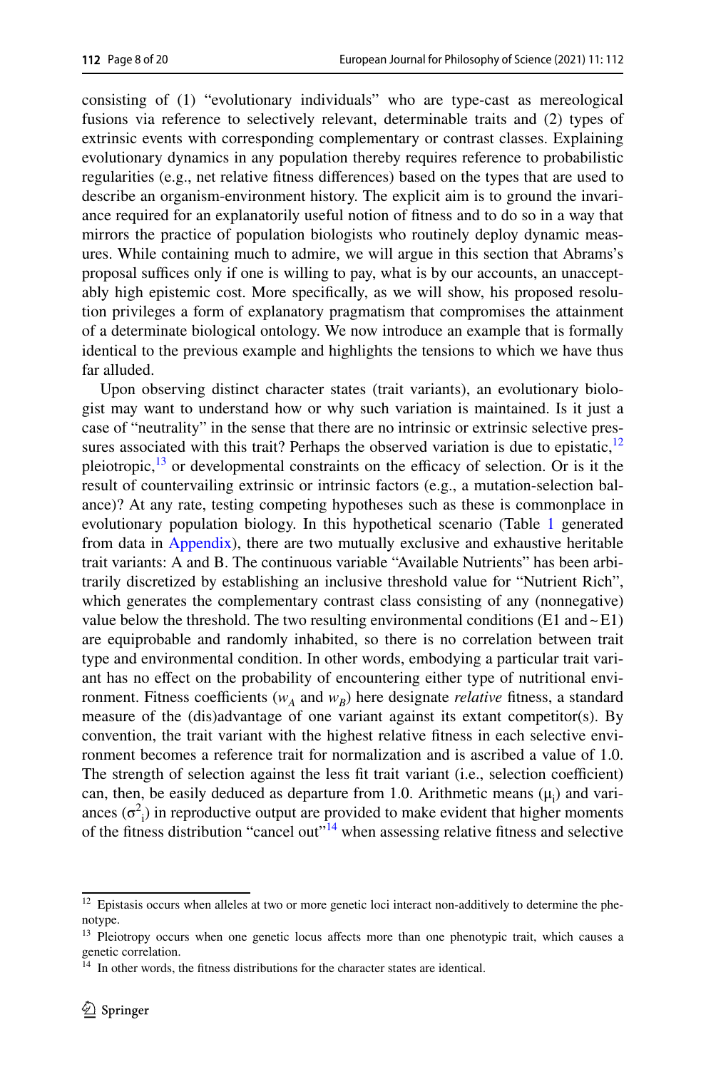consisting of (1) "evolutionary individuals" who are type-cast as mereological fusions via reference to selectively relevant, determinable traits and (2) types of extrinsic events with corresponding complementary or contrast classes. Explaining evolutionary dynamics in any population thereby requires reference to probabilistic regularities (e.g., net relative fitness differences) based on the types that are used to describe an organism-environment history. The explicit aim is to ground the invariance required for an explanatorily useful notion of fitness and to do so in a way that mirrors the practice of population biologists who routinely deploy dynamic measures. While containing much to admire, we will argue in this section that Abrams's proposal suffices only if one is willing to pay, what is by our accounts, an unacceptably high epistemic cost. More specifically, as we will show, his proposed resolution privileges a form of explanatory pragmatism that compromises the attainment of a determinate biological ontology. We now introduce an example that is formally identical to the previous example and highlights the tensions to which we have thus far alluded.

Upon observing distinct character states (trait variants), an evolutionary biologist may want to understand how or why such variation is maintained. Is it just a case of "neutrality" in the sense that there are no intrinsic or extrinsic selective pressures associated with this trait? Perhaps the observed variation is due to epistatic,[12] pleiotropic,[13] or developmental constraints on the efficacy of selection. Or is it the result of countervailing extrinsic or intrinsic factors (e.g., a mutation-selection balance)? At any rate, testing competing hypotheses such as these is commonplace in evolutionary population biology. In this hypothetical scenario (Table 1 generated from data in Appendix), there are two mutually exclusive and exhaustive heritable trait variants: A and B. The continuous variable "Available Nutrients" has been arbitrarily discretized by establishing an inclusive threshold value for "Nutrient Rich", which generates the complementary contrast class consisting of any (nonnegative) value below the threshold. The two resulting environmental conditions (E1 and ~E1) are equiprobable and randomly inhabited, so there is no correlation between trait type and environmental condition. In other words, embodying a particular trait variant has no effect on the probability of encountering either type of nutritional environment. Fitness coefficients ($w_A$ and $w_B$) here designate *relative* fitness, a standard measure of the (dis)advantage of one variant against its extant competitor(s). By convention, the trait variant with the highest relative fitness in each selective environment becomes a reference trait for normalization and is ascribed a value of 1.0. The strength of selection against the less fit trait variant (i.e., selection coefficient) can, then, be easily deduced as departure from 1.0. Arithmetic means ($\mu_i$) and variances ($\sigma^2_i$) in reproductive output are provided to make evident that higher moments of the fitness distribution "cancel out"[14] when assessing relative fitness and selective

---

[12] Epistasis occurs when alleles at two or more genetic loci interact non-additively to determine the phenotype.

[13] Pleiotropy occurs when one genetic locus affects more than one phenotypic trait, which causes a genetic correlation.

[14] In other words, the fitness distributions for the character states are identical.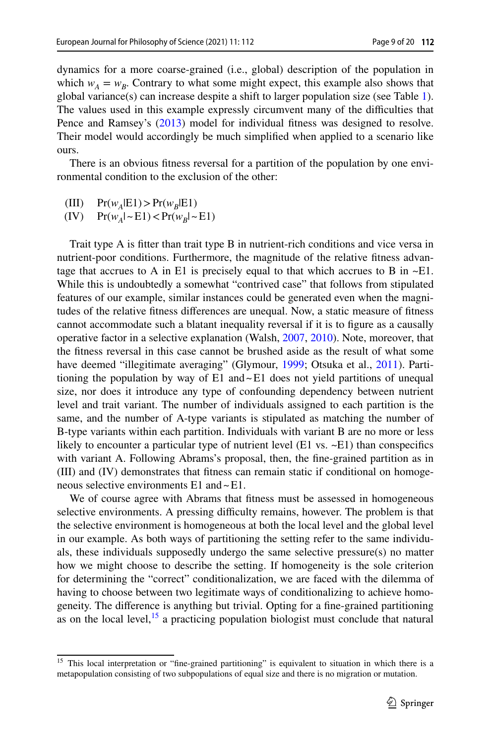dynamics for a more coarse-grained (i.e., global) description of the population in which $w_A = w_B$. Contrary to what some might expect, this example also shows that global variance(s) can increase despite a shift to larger population size (see Table 1). The values used in this example expressly circumvent many of the difficulties that Pence and Ramsey's (2013) model for individual fitness was designed to resolve. Their model would accordingly be much simplified when applied to a scenario like ours.

There is an obvious fitness reversal for a partition of the population by one environmental condition to the exclusion of the other:

(III) $\Pr(w_A|\text{E1}) > \Pr(w_B|\text{E1})$
(IV) $\Pr(w_A|\sim\text{E1}) < \Pr(w_B|\sim\text{E1})$

Trait type A is fitter than trait type B in nutrient-rich conditions and vice versa in nutrient-poor conditions. Furthermore, the magnitude of the relative fitness advantage that accrues to A in E1 is precisely equal to that which accrues to B in ~E1. While this is undoubtedly a somewhat "contrived case" that follows from stipulated features of our example, similar instances could be generated even when the magnitudes of the relative fitness differences are unequal. Now, a static measure of fitness cannot accommodate such a blatant inequality reversal if it is to figure as a causally operative factor in a selective explanation (Walsh, 2007, 2010). Note, moreover, that the fitness reversal in this case cannot be brushed aside as the result of what some have deemed "illegitimate averaging" (Glymour, 1999; Otsuka et al., 2011). Partitioning the population by way of E1 and ~E1 does not yield partitions of unequal size, nor does it introduce any type of confounding dependency between nutrient level and trait variant. The number of individuals assigned to each partition is the same, and the number of A-type variants is stipulated as matching the number of B-type variants within each partition. Individuals with variant B are no more or less likely to encounter a particular type of nutrient level (E1 vs. ~E1) than conspecifics with variant A. Following Abrams's proposal, then, the fine-grained partition as in (III) and (IV) demonstrates that fitness can remain static if conditional on homogeneous selective environments E1 and ~E1.

We of course agree with Abrams that fitness must be assessed in homogeneous selective environments. A pressing difficulty remains, however. The problem is that the selective environment is homogeneous at both the local level and the global level in our example. As both ways of partitioning the setting refer to the same individuals, these individuals supposedly undergo the same selective pressure(s) no matter how we might choose to describe the setting. If homogeneity is the sole criterion for determining the "correct" conditionalization, we are faced with the dilemma of having to choose between two legitimate ways of conditionalizing to achieve homogeneity. The difference is anything but trivial. Opting for a fine-grained partitioning as on the local level,[15] a practicing population biologist must conclude that natural

[15] This local interpretation or "fine-grained partitioning" is equivalent to situation in which there is a metapopulation consisting of two subpopulations of equal size and there is no migration or mutation.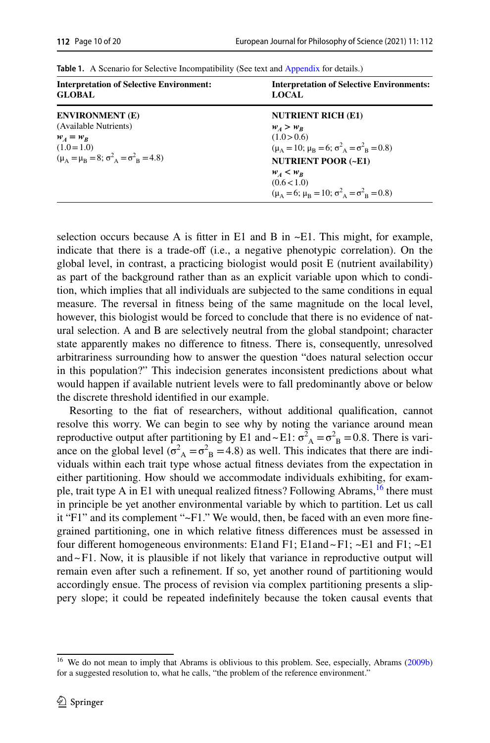**Table 1.** A Scenario for Selective Incompatibility (See text and Appendix for details.)

| Interpretation of Selective Environment: GLOBAL | Interpretation of Selective Environments: LOCAL |
|---|---|
| **ENVIRONMENT (E)**<br>(Available Nutrients)<br>$w_A = w_B$<br>$(1.0 = 1.0)$<br>$(\mu_A = \mu_B = 8; \sigma^2_A = \sigma^2_B = 4.8)$ | **NUTRIENT RICH (E1)**<br>$w_A > w_B$<br>$(1.0 > 0.6)$<br>$(\mu_A = 10; \mu_B = 6; \sigma^2_A = \sigma^2_B = 0.8)$<br>**NUTRIENT POOR (~E1)**<br>$w_A < w_B$<br>$(0.6 < 1.0)$<br>$(\mu_A = 6; \mu_B = 10; \sigma^2_A = \sigma^2_B = 0.8)$ |

selection occurs because A is fitter in E1 and B in ~E1. This might, for example, indicate that there is a trade-off (i.e., a negative phenotypic correlation). On the global level, in contrast, a practicing biologist would posit E (nutrient availability) as part of the background rather than as an explicit variable upon which to condition, which implies that all individuals are subjected to the same conditions in equal measure. The reversal in fitness being of the same magnitude on the local level, however, this biologist would be forced to conclude that there is no evidence of natural selection. A and B are selectively neutral from the global standpoint; character state apparently makes no difference to fitness. There is, consequently, unresolved arbitrariness surrounding how to answer the question "does natural selection occur in this population?" This indecision generates inconsistent predictions about what would happen if available nutrient levels were to fall predominantly above or below the discrete threshold identified in our example.

Resorting to the fiat of researchers, without additional qualification, cannot resolve this worry. We can begin to see why by noting the variance around mean reproductive output after partitioning by E1 and ~E1: $\sigma^2_A = \sigma^2_B = 0.8$. There is variance on the global level ($\sigma^2_A = \sigma^2_B = 4.8$) as well. This indicates that there are individuals within each trait type whose actual fitness deviates from the expectation in either partitioning. How should we accommodate individuals exhibiting, for example, trait type A in E1 with unequal realized fitness? Following Abrams,[16] there must in principle be yet another environmental variable by which to partition. Let us call it "F1" and its complement "~F1." We would, then, be faced with an even more fine-grained partitioning, one in which relative fitness differences must be assessed in four different homogeneous environments: E1and F1; E1and ~F1; ~E1 and F1; ~E1 and ~F1. Now, it is plausible if not likely that variance in reproductive output will remain even after such a refinement. If so, yet another round of partitioning would accordingly ensue. The process of revision via complex partitioning presents a slippery slope; it could be repeated indefinitely because the token causal events that

[16] We do not mean to imply that Abrams is oblivious to this problem. See, especially, Abrams (2009b) for a suggested resolution to, what he calls, "the problem of the reference environment."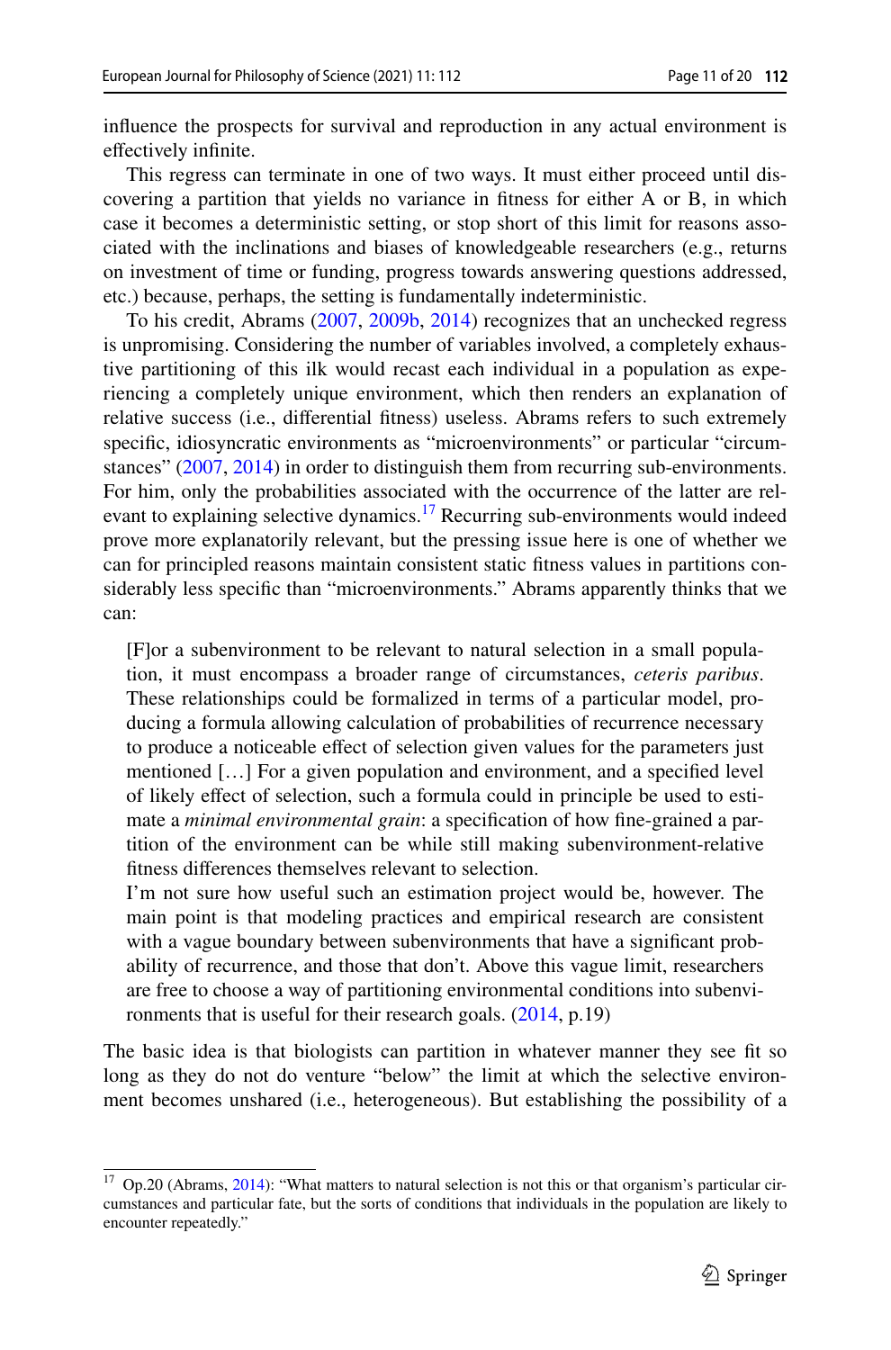influence the prospects for survival and reproduction in any actual environment is effectively infinite.

This regress can terminate in one of two ways. It must either proceed until discovering a partition that yields no variance in fitness for either A or B, in which case it becomes a deterministic setting, or stop short of this limit for reasons associated with the inclinations and biases of knowledgeable researchers (e.g., returns on investment of time or funding, progress towards answering questions addressed, etc.) because, perhaps, the setting is fundamentally indeterministic.

To his credit, Abrams (2007, 2009b, 2014) recognizes that an unchecked regress is unpromising. Considering the number of variables involved, a completely exhaustive partitioning of this ilk would recast each individual in a population as experiencing a completely unique environment, which then renders an explanation of relative success (i.e., differential fitness) useless. Abrams refers to such extremely specific, idiosyncratic environments as "microenvironments" or particular "circumstances" (2007, 2014) in order to distinguish them from recurring sub-environments. For him, only the probabilities associated with the occurrence of the latter are relevant to explaining selective dynamics.[17] Recurring sub-environments would indeed prove more explanatorily relevant, but the pressing issue here is one of whether we can for principled reasons maintain consistent static fitness values in partitions considerably less specific than "microenvironments." Abrams apparently thinks that we can:

> [F]or a subenvironment to be relevant to natural selection in a small population, it must encompass a broader range of circumstances, *ceteris paribus*. These relationships could be formalized in terms of a particular model, producing a formula allowing calculation of probabilities of recurrence necessary to produce a noticeable effect of selection given values for the parameters just mentioned […] For a given population and environment, and a specified level of likely effect of selection, such a formula could in principle be used to estimate a *minimal environmental grain*: a specification of how fine-grained a partition of the environment can be while still making subenvironment-relative fitness differences themselves relevant to selection.
>
> I'm not sure how useful such an estimation project would be, however. The main point is that modeling practices and empirical research are consistent with a vague boundary between subenvironments that have a significant probability of recurrence, and those that don't. Above this vague limit, researchers are free to choose a way of partitioning environmental conditions into subenvironments that is useful for their research goals. (2014, p.19)

The basic idea is that biologists can partition in whatever manner they see fit so long as they do not do venture "below" the limit at which the selective environment becomes unshared (i.e., heterogeneous). But establishing the possibility of a

[17] Op.20 (Abrams, 2014): "What matters to natural selection is not this or that organism's particular circumstances and particular fate, but the sorts of conditions that individuals in the population are likely to encounter repeatedly."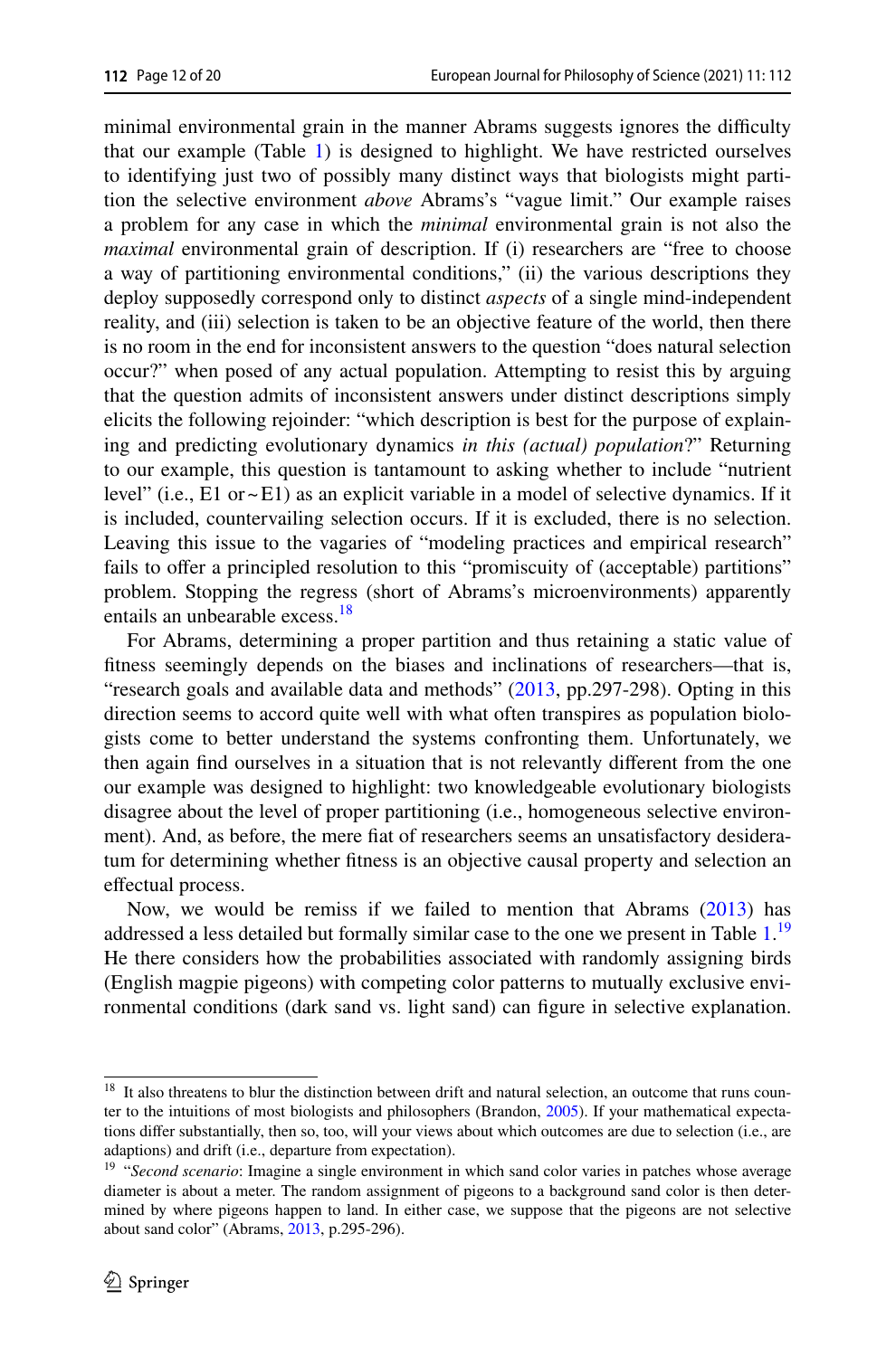minimal environmental grain in the manner Abrams suggests ignores the difficulty that our example (Table 1) is designed to highlight. We have restricted ourselves to identifying just two of possibly many distinct ways that biologists might partition the selective environment *above* Abrams's "vague limit." Our example raises a problem for any case in which the *minimal* environmental grain is not also the *maximal* environmental grain of description. If (i) researchers are "free to choose a way of partitioning environmental conditions," (ii) the various descriptions they deploy supposedly correspond only to distinct *aspects* of a single mind-independent reality, and (iii) selection is taken to be an objective feature of the world, then there is no room in the end for inconsistent answers to the question "does natural selection occur?" when posed of any actual population. Attempting to resist this by arguing that the question admits of inconsistent answers under distinct descriptions simply elicits the following rejoinder: "which description is best for the purpose of explaining and predicting evolutionary dynamics *in this (actual) population*?" Returning to our example, this question is tantamount to asking whether to include "nutrient level" (i.e., E1 or ~E1) as an explicit variable in a model of selective dynamics. If it is included, countervailing selection occurs. If it is excluded, there is no selection. Leaving this issue to the vagaries of "modeling practices and empirical research" fails to offer a principled resolution to this "promiscuity of (acceptable) partitions" problem. Stopping the regress (short of Abrams's microenvironments) apparently entails an unbearable excess.[18]

For Abrams, determining a proper partition and thus retaining a static value of fitness seemingly depends on the biases and inclinations of researchers—that is, "research goals and available data and methods" (2013, pp.297-298). Opting in this direction seems to accord quite well with what often transpires as population biologists come to better understand the systems confronting them. Unfortunately, we then again find ourselves in a situation that is not relevantly different from the one our example was designed to highlight: two knowledgeable evolutionary biologists disagree about the level of proper partitioning (i.e., homogeneous selective environment). And, as before, the mere fiat of researchers seems an unsatisfactory desideratum for determining whether fitness is an objective causal property and selection an effectual process.

Now, we would be remiss if we failed to mention that Abrams (2013) has addressed a less detailed but formally similar case to the one we present in Table 1.[19] He there considers how the probabilities associated with randomly assigning birds (English magpie pigeons) with competing color patterns to mutually exclusive environmental conditions (dark sand vs. light sand) can figure in selective explanation.

---

[18] It also threatens to blur the distinction between drift and natural selection, an outcome that runs counter to the intuitions of most biologists and philosophers (Brandon, 2005). If your mathematical expectations differ substantially, then so, too, will your views about which outcomes are due to selection (i.e., are adaptions) and drift (i.e., departure from expectation).

[19] "*Second scenario*: Imagine a single environment in which sand color varies in patches whose average diameter is about a meter. The random assignment of pigeons to a background sand color is then determined by where pigeons happen to land. In either case, we suppose that the pigeons are not selective about sand color" (Abrams, 2013, p.295-296).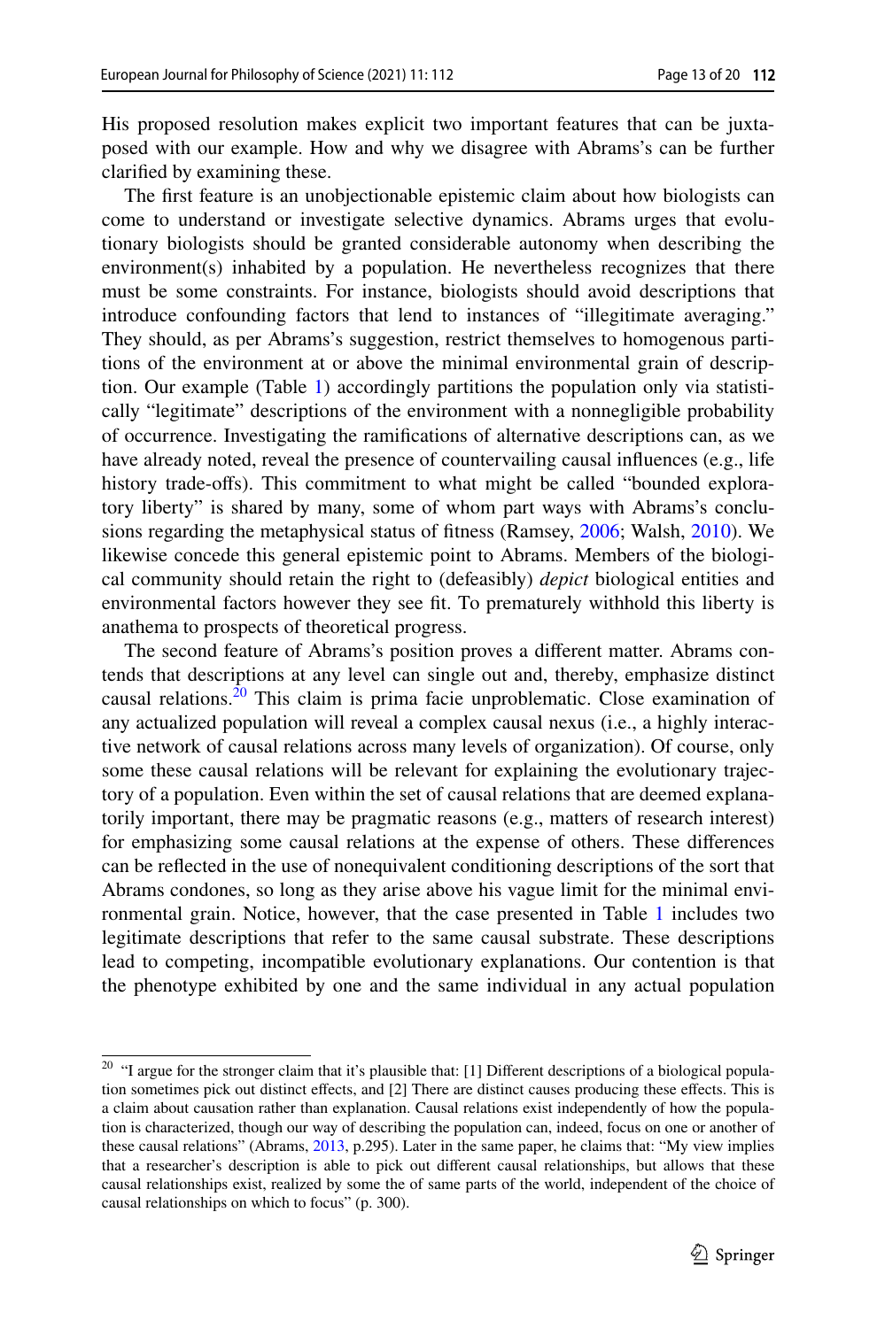His proposed resolution makes explicit two important features that can be juxtaposed with our example. How and why we disagree with Abrams's can be further clarified by examining these.

The first feature is an unobjectionable epistemic claim about how biologists can come to understand or investigate selective dynamics. Abrams urges that evolutionary biologists should be granted considerable autonomy when describing the environment(s) inhabited by a population. He nevertheless recognizes that there must be some constraints. For instance, biologists should avoid descriptions that introduce confounding factors that lend to instances of "illegitimate averaging." They should, as per Abrams's suggestion, restrict themselves to homogenous partitions of the environment at or above the minimal environmental grain of description. Our example (Table 1) accordingly partitions the population only via statistically "legitimate" descriptions of the environment with a nonnegligible probability of occurrence. Investigating the ramifications of alternative descriptions can, as we have already noted, reveal the presence of countervailing causal influences (e.g., life history trade-offs). This commitment to what might be called "bounded exploratory liberty" is shared by many, some of whom part ways with Abrams's conclusions regarding the metaphysical status of fitness (Ramsey, 2006; Walsh, 2010). We likewise concede this general epistemic point to Abrams. Members of the biological community should retain the right to (defeasibly) *depict* biological entities and environmental factors however they see fit. To prematurely withhold this liberty is anathema to prospects of theoretical progress.

The second feature of Abrams's position proves a different matter. Abrams contends that descriptions at any level can single out and, thereby, emphasize distinct causal relations.[20] This claim is prima facie unproblematic. Close examination of any actualized population will reveal a complex causal nexus (i.e., a highly interactive network of causal relations across many levels of organization). Of course, only some these causal relations will be relevant for explaining the evolutionary trajectory of a population. Even within the set of causal relations that are deemed explanatorily important, there may be pragmatic reasons (e.g., matters of research interest) for emphasizing some causal relations at the expense of others. These differences can be reflected in the use of nonequivalent conditioning descriptions of the sort that Abrams condones, so long as they arise above his vague limit for the minimal environmental grain. Notice, however, that the case presented in Table 1 includes two legitimate descriptions that refer to the same causal substrate. These descriptions lead to competing, incompatible evolutionary explanations. Our contention is that the phenotype exhibited by one and the same individual in any actual population

---

[20] "I argue for the stronger claim that it's plausible that: [1] Different descriptions of a biological population sometimes pick out distinct effects, and [2] There are distinct causes producing these effects. This is a claim about causation rather than explanation. Causal relations exist independently of how the population is characterized, though our way of describing the population can, indeed, focus on one or another of these causal relations" (Abrams, 2013, p.295). Later in the same paper, he claims that: "My view implies that a researcher's description is able to pick out different causal relationships, but allows that these causal relationships exist, realized by some the of same parts of the world, independent of the choice of causal relationships on which to focus" (p. 300).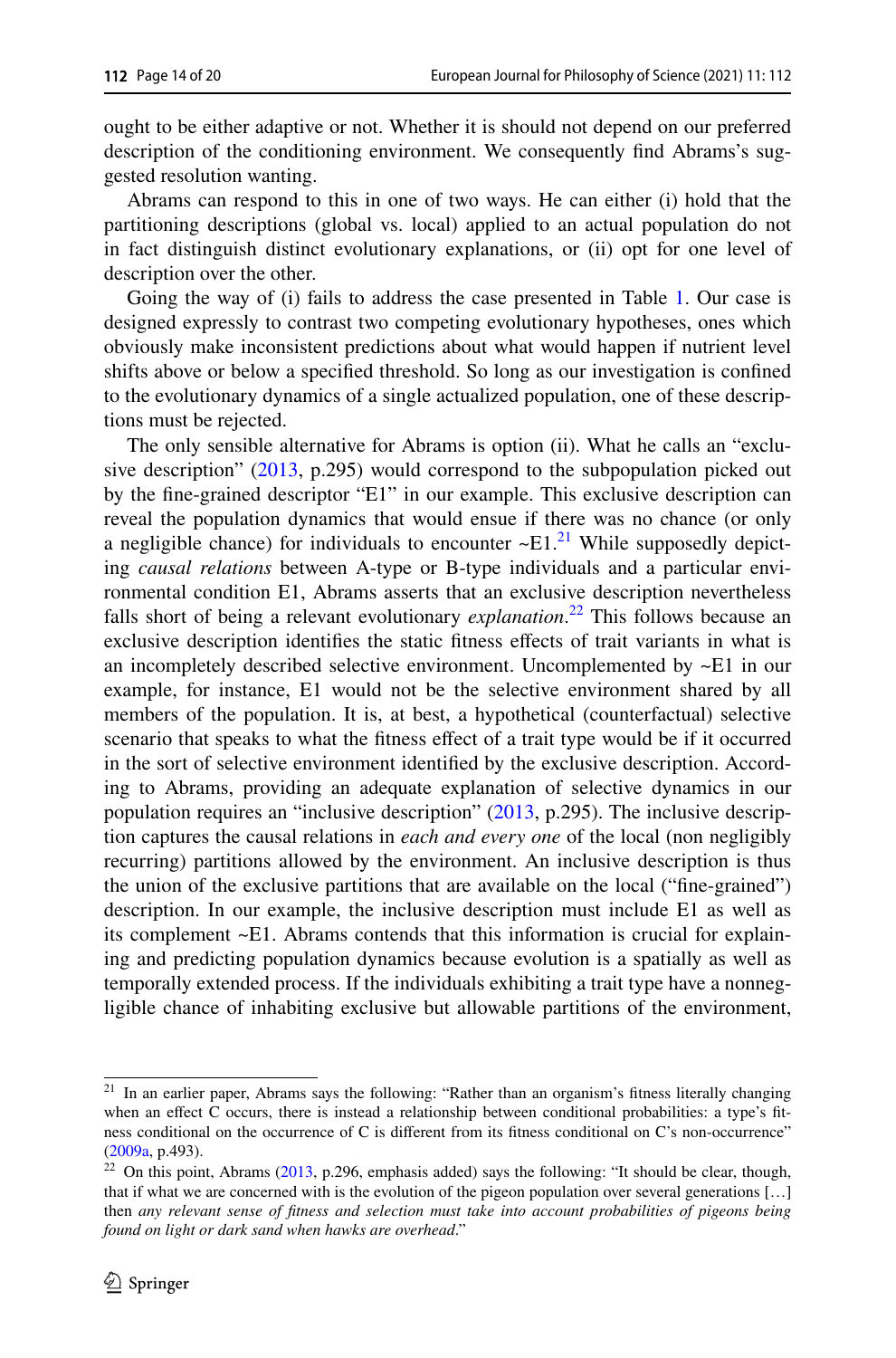ought to be either adaptive or not. Whether it is should not depend on our preferred description of the conditioning environment. We consequently find Abrams's suggested resolution wanting.

Abrams can respond to this in one of two ways. He can either (i) hold that the partitioning descriptions (global vs. local) applied to an actual population do not in fact distinguish distinct evolutionary explanations, or (ii) opt for one level of description over the other.

Going the way of (i) fails to address the case presented in Table 1. Our case is designed expressly to contrast two competing evolutionary hypotheses, ones which obviously make inconsistent predictions about what would happen if nutrient level shifts above or below a specified threshold. So long as our investigation is confined to the evolutionary dynamics of a single actualized population, one of these descriptions must be rejected.

The only sensible alternative for Abrams is option (ii). What he calls an "exclusive description" (2013, p.295) would correspond to the subpopulation picked out by the fine-grained descriptor "E1" in our example. This exclusive description can reveal the population dynamics that would ensue if there was no chance (or only a negligible chance) for individuals to encounter ~E1.[21] While supposedly depicting *causal relations* between A-type or B-type individuals and a particular environmental condition E1, Abrams asserts that an exclusive description nevertheless falls short of being a relevant evolutionary *explanation*.[22] This follows because an exclusive description identifies the static fitness effects of trait variants in what is an incompletely described selective environment. Uncomplemented by ~E1 in our example, for instance, E1 would not be the selective environment shared by all members of the population. It is, at best, a hypothetical (counterfactual) selective scenario that speaks to what the fitness effect of a trait type would be if it occurred in the sort of selective environment identified by the exclusive description. According to Abrams, providing an adequate explanation of selective dynamics in our population requires an "inclusive description" (2013, p.295). The inclusive description captures the causal relations in *each and every one* of the local (non negligibly recurring) partitions allowed by the environment. An inclusive description is thus the union of the exclusive partitions that are available on the local ("fine-grained") description. In our example, the inclusive description must include E1 as well as its complement ~E1. Abrams contends that this information is crucial for explaining and predicting population dynamics because evolution is a spatially as well as temporally extended process. If the individuals exhibiting a trait type have a nonnegligible chance of inhabiting exclusive but allowable partitions of the environment,

---

[21] In an earlier paper, Abrams says the following: "Rather than an organism's fitness literally changing when an effect C occurs, there is instead a relationship between conditional probabilities: a type's fitness conditional on the occurrence of C is different from its fitness conditional on C's non-occurrence" (2009a, p.493).

[22] On this point, Abrams (2013, p.296, emphasis added) says the following: "It should be clear, though, that if what we are concerned with is the evolution of the pigeon population over several generations […] then *any relevant sense of fitness and selection must take into account probabilities of pigeons being found on light or dark sand when hawks are overhead*."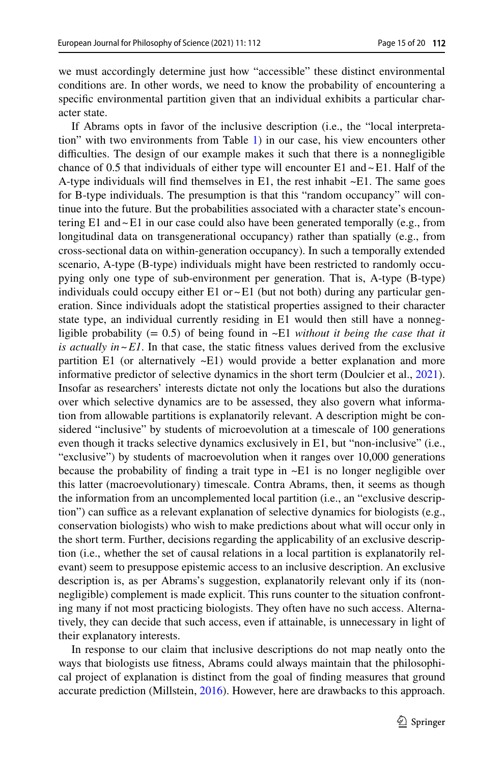we must accordingly determine just how "accessible" these distinct environmental conditions are. In other words, we need to know the probability of encountering a specific environmental partition given that an individual exhibits a particular character state.

If Abrams opts in favor of the inclusive description (i.e., the "local interpretation" with two environments from Table 1) in our case, his view encounters other difficulties. The design of our example makes it such that there is a nonnegligible chance of 0.5 that individuals of either type will encounter E1 and ~ E1. Half of the A-type individuals will find themselves in E1, the rest inhabit ~E1. The same goes for B-type individuals. The presumption is that this "random occupancy" will continue into the future. But the probabilities associated with a character state's encountering E1 and ~ E1 in our case could also have been generated temporally (e.g., from longitudinal data on transgenerational occupancy) rather than spatially (e.g., from cross-sectional data on within-generation occupancy). In such a temporally extended scenario, A-type (B-type) individuals might have been restricted to randomly occupying only one type of sub-environment per generation. That is, A-type (B-type) individuals could occupy either E1 or ~ E1 (but not both) during any particular generation. Since individuals adopt the statistical properties assigned to their character state type, an individual currently residing in E1 would then still have a nonnegligible probability (= 0.5) of being found in ~E1 *without it being the case that it is actually in ~ E1*. In that case, the static fitness values derived from the exclusive partition E1 (or alternatively ~E1) would provide a better explanation and more informative predictor of selective dynamics in the short term (Doulcier et al., 2021). Insofar as researchers' interests dictate not only the locations but also the durations over which selective dynamics are to be assessed, they also govern what information from allowable partitions is explanatorily relevant. A description might be considered "inclusive" by students of microevolution at a timescale of 100 generations even though it tracks selective dynamics exclusively in E1, but "non-inclusive" (i.e., "exclusive") by students of macroevolution when it ranges over 10,000 generations because the probability of finding a trait type in ~E1 is no longer negligible over this latter (macroevolutionary) timescale. Contra Abrams, then, it seems as though the information from an uncomplemented local partition (i.e., an "exclusive description") can suffice as a relevant explanation of selective dynamics for biologists (e.g., conservation biologists) who wish to make predictions about what will occur only in the short term. Further, decisions regarding the applicability of an exclusive description (i.e., whether the set of causal relations in a local partition is explanatorily relevant) seem to presuppose epistemic access to an inclusive description. An exclusive description is, as per Abrams's suggestion, explanatorily relevant only if its (nonnegligible) complement is made explicit. This runs counter to the situation confronting many if not most practicing biologists. They often have no such access. Alternatively, they can decide that such access, even if attainable, is unnecessary in light of their explanatory interests.

In response to our claim that inclusive descriptions do not map neatly onto the ways that biologists use fitness, Abrams could always maintain that the philosophical project of explanation is distinct from the goal of finding measures that ground accurate prediction (Millstein, 2016). However, here are drawbacks to this approach.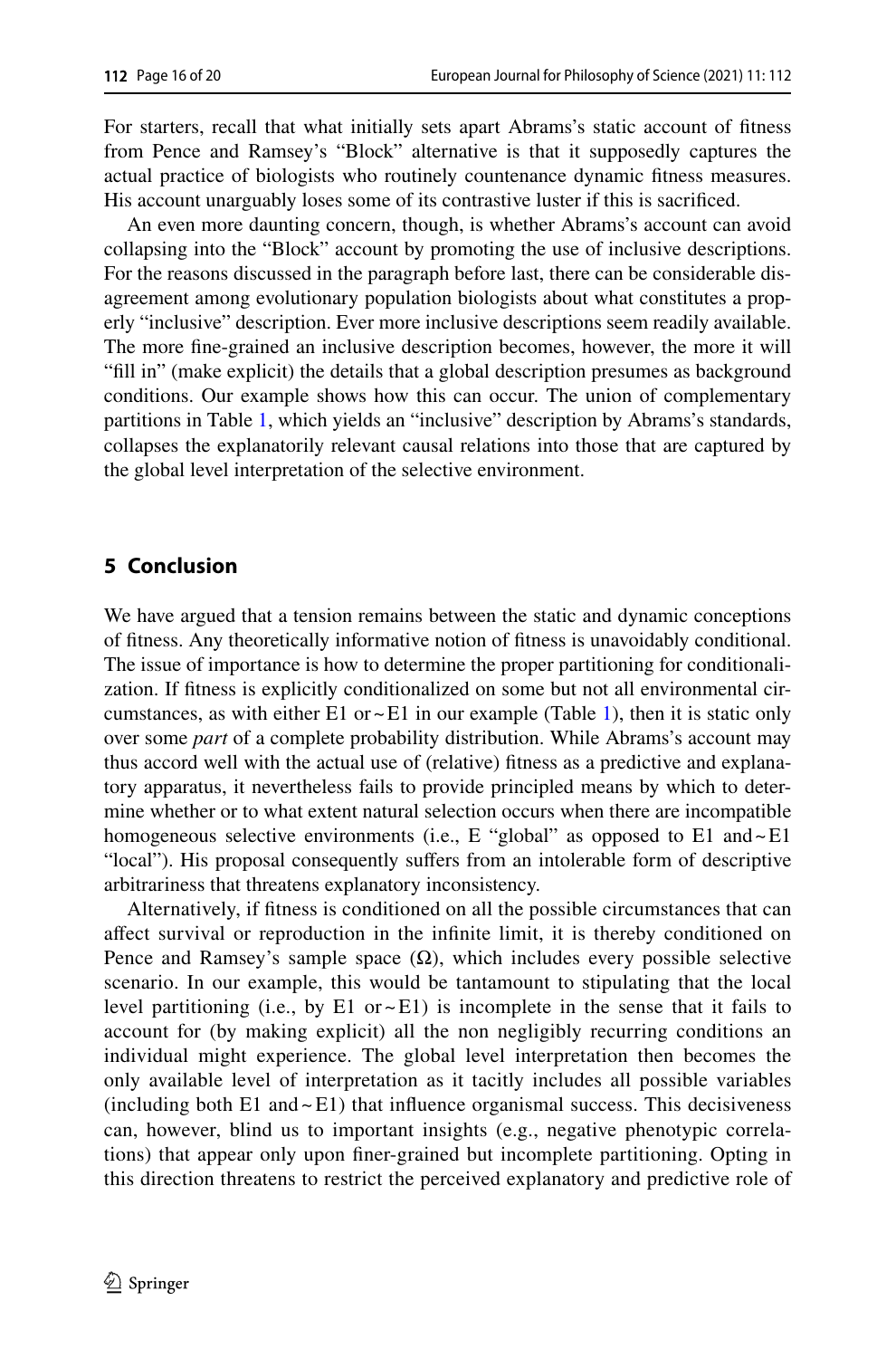For starters, recall that what initially sets apart Abrams's static account of fitness from Pence and Ramsey's "Block" alternative is that it supposedly captures the actual practice of biologists who routinely countenance dynamic fitness measures. His account unarguably loses some of its contrastive luster if this is sacrificed.

An even more daunting concern, though, is whether Abrams's account can avoid collapsing into the "Block" account by promoting the use of inclusive descriptions. For the reasons discussed in the paragraph before last, there can be considerable disagreement among evolutionary population biologists about what constitutes a properly "inclusive" description. Ever more inclusive descriptions seem readily available. The more fine-grained an inclusive description becomes, however, the more it will "fill in" (make explicit) the details that a global description presumes as background conditions. Our example shows how this can occur. The union of complementary partitions in Table 1, which yields an "inclusive" description by Abrams's standards, collapses the explanatorily relevant causal relations into those that are captured by the global level interpretation of the selective environment.

## 5 Conclusion

We have argued that a tension remains between the static and dynamic conceptions of fitness. Any theoretically informative notion of fitness is unavoidably conditional. The issue of importance is how to determine the proper partitioning for conditionalization. If fitness is explicitly conditionalized on some but not all environmental circumstances, as with either E1 or ~ E1 in our example (Table 1), then it is static only over some *part* of a complete probability distribution. While Abrams's account may thus accord well with the actual use of (relative) fitness as a predictive and explanatory apparatus, it nevertheless fails to provide principled means by which to determine whether or to what extent natural selection occurs when there are incompatible homogeneous selective environments (i.e., E "global" as opposed to E1 and ~ E1 "local"). His proposal consequently suffers from an intolerable form of descriptive arbitrariness that threatens explanatory inconsistency.

Alternatively, if fitness is conditioned on all the possible circumstances that can affect survival or reproduction in the infinite limit, it is thereby conditioned on Pence and Ramsey's sample space ($\Omega$), which includes every possible selective scenario. In our example, this would be tantamount to stipulating that the local level partitioning (i.e., by E1 or ~ E1) is incomplete in the sense that it fails to account for (by making explicit) all the non negligibly recurring conditions an individual might experience. The global level interpretation then becomes the only available level of interpretation as it tacitly includes all possible variables (including both E1 and ~ E1) that influence organismal success. This decisiveness can, however, blind us to important insights (e.g., negative phenotypic correlations) that appear only upon finer-grained but incomplete partitioning. Opting in this direction threatens to restrict the perceived explanatory and predictive role of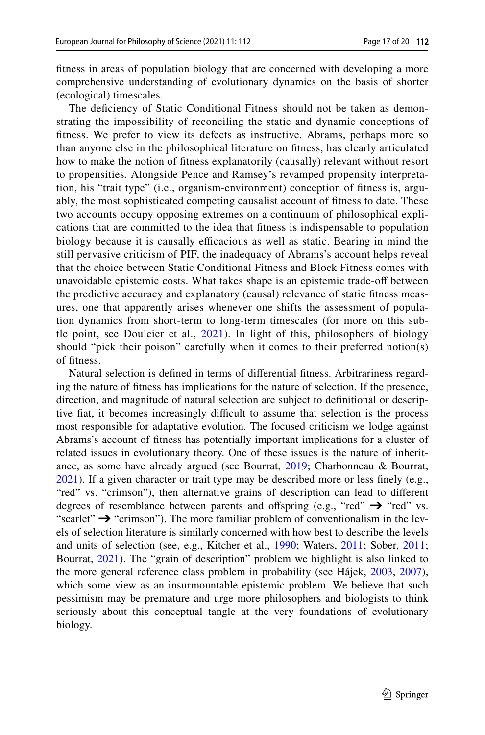fitness in areas of population biology that are concerned with developing a more comprehensive understanding of evolutionary dynamics on the basis of shorter (ecological) timescales.

The deficiency of Static Conditional Fitness should not be taken as demonstrating the impossibility of reconciling the static and dynamic conceptions of fitness. We prefer to view its defects as instructive. Abrams, perhaps more so than anyone else in the philosophical literature on fitness, has clearly articulated how to make the notion of fitness explanatorily (causally) relevant without resort to propensities. Alongside Pence and Ramsey's revamped propensity interpretation, his "trait type" (i.e., organism-environment) conception of fitness is, arguably, the most sophisticated competing causalist account of fitness to date. These two accounts occupy opposing extremes on a continuum of philosophical explications that are committed to the idea that fitness is indispensable to population biology because it is causally efficacious as well as static. Bearing in mind the still pervasive criticism of PIF, the inadequacy of Abrams's account helps reveal that the choice between Static Conditional Fitness and Block Fitness comes with unavoidable epistemic costs. What takes shape is an epistemic trade-off between the predictive accuracy and explanatory (causal) relevance of static fitness measures, one that apparently arises whenever one shifts the assessment of population dynamics from short-term to long-term timescales (for more on this subtle point, see Doulcier et al., 2021). In light of this, philosophers of biology should "pick their poison" carefully when it comes to their preferred notion(s) of fitness.

Natural selection is defined in terms of differential fitness. Arbitrariness regarding the nature of fitness has implications for the nature of selection. If the presence, direction, and magnitude of natural selection are subject to definitional or descriptive fiat, it becomes increasingly difficult to assume that selection is the process most responsible for adaptative evolution. The focused criticism we lodge against Abrams's account of fitness has potentially important implications for a cluster of related issues in evolutionary theory. One of these issues is the nature of inheritance, as some have already argued (see Bourrat, 2019; Charbonneau & Bourrat, 2021). If a given character or trait type may be described more or less finely (e.g., "red" vs. "crimson"), then alternative grains of description can lead to different degrees of resemblance between parents and offspring (e.g., "red" ➔ "red" vs. "scarlet" ➔ "crimson"). The more familiar problem of conventionalism in the levels of selection literature is similarly concerned with how best to describe the levels and units of selection (see, e.g., Kitcher et al., 1990; Waters, 2011; Sober, 2011; Bourrat, 2021). The "grain of description" problem we highlight is also linked to the more general reference class problem in probability (see Hájek, 2003, 2007), which some view as an insurmountable epistemic problem. We believe that such pessimism may be premature and urge more philosophers and biologists to think seriously about this conceptual tangle at the very foundations of evolutionary biology.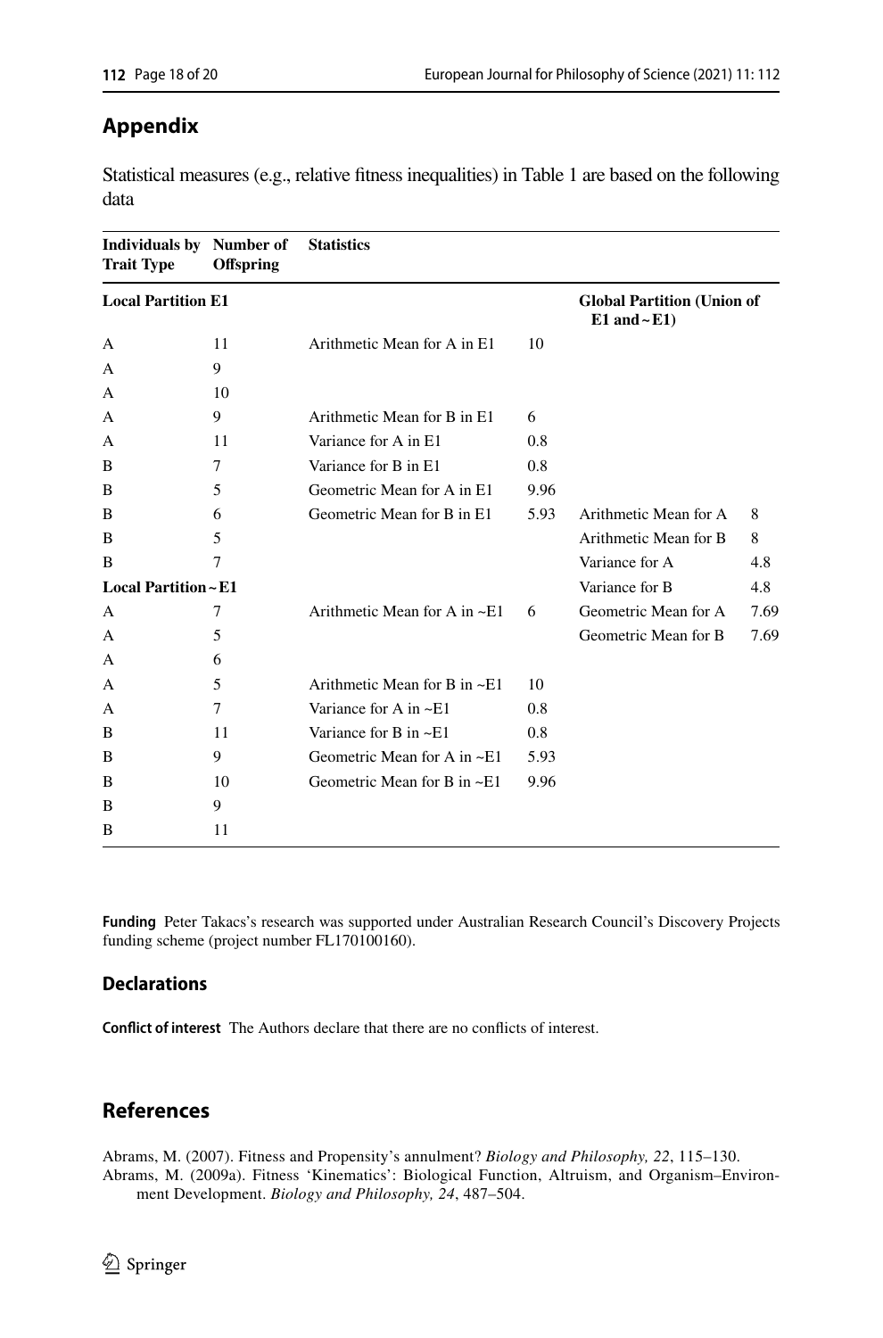## Appendix

Statistical measures (e.g., relative fitness inequalities) in Table 1 are based on the following data

| Individuals by Trait Type | Number of Offspring | Statistics | | | |
|---|---|---|---|---|---|
| **Local Partition E1** | | | | **Global Partition (Union of E1 and ~E1)** | |
| A | 11 | Arithmetic Mean for A in E1 | 10 | | |
| A | 9 | | | | |
| A | 10 | | | | |
| A | 9 | Arithmetic Mean for B in E1 | 6 | | |
| A | 11 | Variance for A in E1 | 0.8 | | |
| B | 7 | Variance for B in E1 | 0.8 | | |
| B | 5 | Geometric Mean for A in E1 | 9.96 | | |
| B | 6 | Geometric Mean for B in E1 | 5.93 | Arithmetic Mean for A | 8 |
| B | 5 | | | Arithmetic Mean for B | 8 |
| B | 7 | | | Variance for A | 4.8 |
| **Local Partition ~ E1** | | | | Variance for B | 4.8 |
| A | 7 | Arithmetic Mean for A in ~E1 | 6 | Geometric Mean for A | 7.69 |
| A | 5 | | | Geometric Mean for B | 7.69 |
| A | 6 | | | | |
| A | 5 | Arithmetic Mean for B in ~E1 | 10 | | |
| A | 7 | Variance for A in ~E1 | 0.8 | | |
| B | 11 | Variance for B in ~E1 | 0.8 | | |
| B | 9 | Geometric Mean for A in ~E1 | 5.93 | | |
| B | 10 | Geometric Mean for B in ~E1 | 9.96 | | |
| B | 9 | | | | |
| B | 11 | | | | |

**Funding** Peter Takacs's research was supported under Australian Research Council's Discovery Projects funding scheme (project number FL170100160).

### Declarations

**Conflict of interest** The Authors declare that there are no conflicts of interest.

## References

Abrams, M. (2007). Fitness and Propensity's annulment? *Biology and Philosophy, 22*, 115–130.

Abrams, M. (2009a). Fitness 'Kinematics': Biological Function, Altruism, and Organism–Environment Development. *Biology and Philosophy, 24*, 487–504.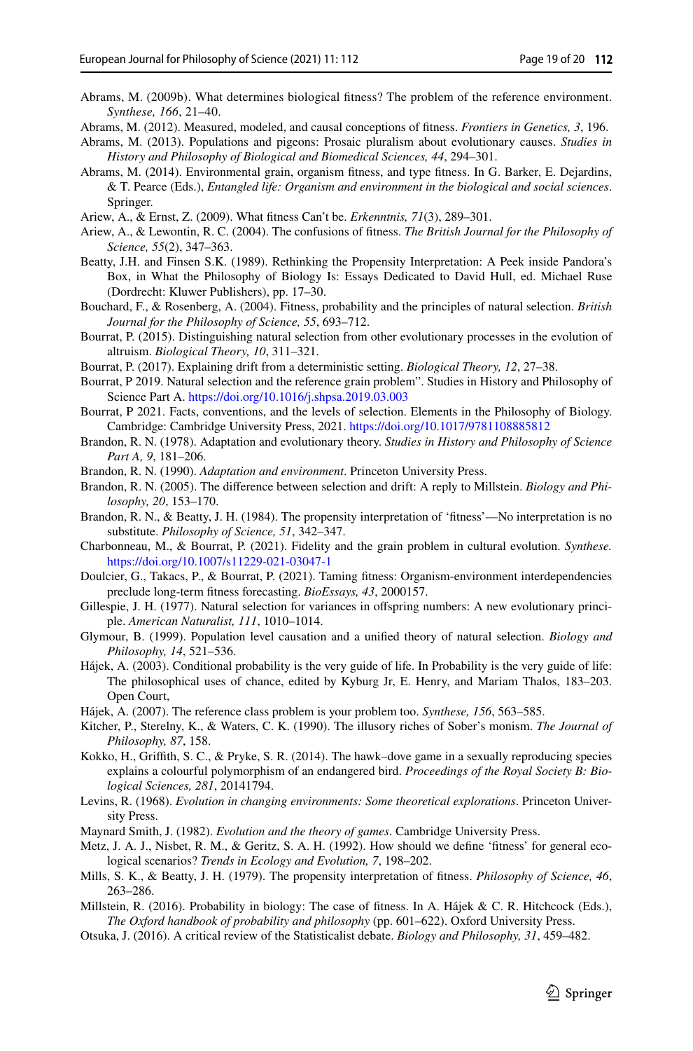Abrams, M. (2009b). What determines biological fitness? The problem of the reference environment. *Synthese, 166*, 21–40.

Abrams, M. (2012). Measured, modeled, and causal conceptions of fitness. *Frontiers in Genetics, 3*, 196.

Abrams, M. (2013). Populations and pigeons: Prosaic pluralism about evolutionary causes. *Studies in History and Philosophy of Biological and Biomedical Sciences, 44*, 294–301.

Abrams, M. (2014). Environmental grain, organism fitness, and type fitness. In G. Barker, E. Dejardins, & T. Pearce (Eds.), *Entangled life: Organism and environment in the biological and social sciences*. Springer.

Ariew, A., & Ernst, Z. (2009). What fitness Can't be. *Erkenntnis, 71*(3), 289–301.

Ariew, A., & Lewontin, R. C. (2004). The confusions of fitness. *The British Journal for the Philosophy of Science, 55*(2), 347–363.

Beatty, J.H. and Finsen S.K. (1989). Rethinking the Propensity Interpretation: A Peek inside Pandora's Box, in What the Philosophy of Biology Is: Essays Dedicated to David Hull, ed. Michael Ruse (Dordrecht: Kluwer Publishers), pp. 17–30.

Bouchard, F., & Rosenberg, A. (2004). Fitness, probability and the principles of natural selection. *British Journal for the Philosophy of Science, 55*, 693–712.

Bourrat, P. (2015). Distinguishing natural selection from other evolutionary processes in the evolution of altruism. *Biological Theory, 10*, 311–321.

Bourrat, P. (2017). Explaining drift from a deterministic setting. *Biological Theory, 12*, 27–38.

Bourrat, P 2019. Natural selection and the reference grain problem". Studies in History and Philosophy of Science Part A. https://doi.org/10.1016/j.shpsa.2019.03.003

Bourrat, P 2021. Facts, conventions, and the levels of selection. Elements in the Philosophy of Biology. Cambridge: Cambridge University Press, 2021. https://doi.org/10.1017/9781108885812

Brandon, R. N. (1978). Adaptation and evolutionary theory. *Studies in History and Philosophy of Science Part A, 9*, 181–206.

Brandon, R. N. (1990). *Adaptation and environment*. Princeton University Press.

Brandon, R. N. (2005). The difference between selection and drift: A reply to Millstein. *Biology and Philosophy, 20*, 153–170.

Brandon, R. N., & Beatty, J. H. (1984). The propensity interpretation of 'fitness'—No interpretation is no substitute. *Philosophy of Science, 51*, 342–347.

Charbonneau, M., & Bourrat, P. (2021). Fidelity and the grain problem in cultural evolution. *Synthese.* https://doi.org/10.1007/s11229-021-03047-1

Doulcier, G., Takacs, P., & Bourrat, P. (2021). Taming fitness: Organism-environment interdependencies preclude long-term fitness forecasting. *BioEssays, 43*, 2000157.

Gillespie, J. H. (1977). Natural selection for variances in offspring numbers: A new evolutionary principle. *American Naturalist, 111*, 1010–1014.

Glymour, B. (1999). Population level causation and a unified theory of natural selection. *Biology and Philosophy, 14*, 521–536.

Hájek, A. (2003). Conditional probability is the very guide of life. In Probability is the very guide of life: The philosophical uses of chance, edited by Kyburg Jr, E. Henry, and Mariam Thalos, 183–203. Open Court,

Hájek, A. (2007). The reference class problem is your problem too. *Synthese, 156*, 563–585.

Kitcher, P., Sterelny, K., & Waters, C. K. (1990). The illusory riches of Sober's monism. *The Journal of Philosophy, 87*, 158.

Kokko, H., Griffith, S. C., & Pryke, S. R. (2014). The hawk–dove game in a sexually reproducing species explains a colourful polymorphism of an endangered bird. *Proceedings of the Royal Society B: Biological Sciences, 281*, 20141794.

Levins, R. (1968). *Evolution in changing environments: Some theoretical explorations*. Princeton University Press.

Maynard Smith, J. (1982). *Evolution and the theory of games*. Cambridge University Press.

Metz, J. A. J., Nisbet, R. M., & Geritz, S. A. H. (1992). How should we define 'fitness' for general ecological scenarios? *Trends in Ecology and Evolution, 7*, 198–202.

Mills, S. K., & Beatty, J. H. (1979). The propensity interpretation of fitness. *Philosophy of Science, 46*, 263–286.

Millstein, R. (2016). Probability in biology: The case of fitness. In A. Hájek & C. R. Hitchcock (Eds.), *The Oxford handbook of probability and philosophy* (pp. 601–622). Oxford University Press.

Otsuka, J. (2016). A critical review of the Statisticalist debate. *Biology and Philosophy, 31*, 459–482.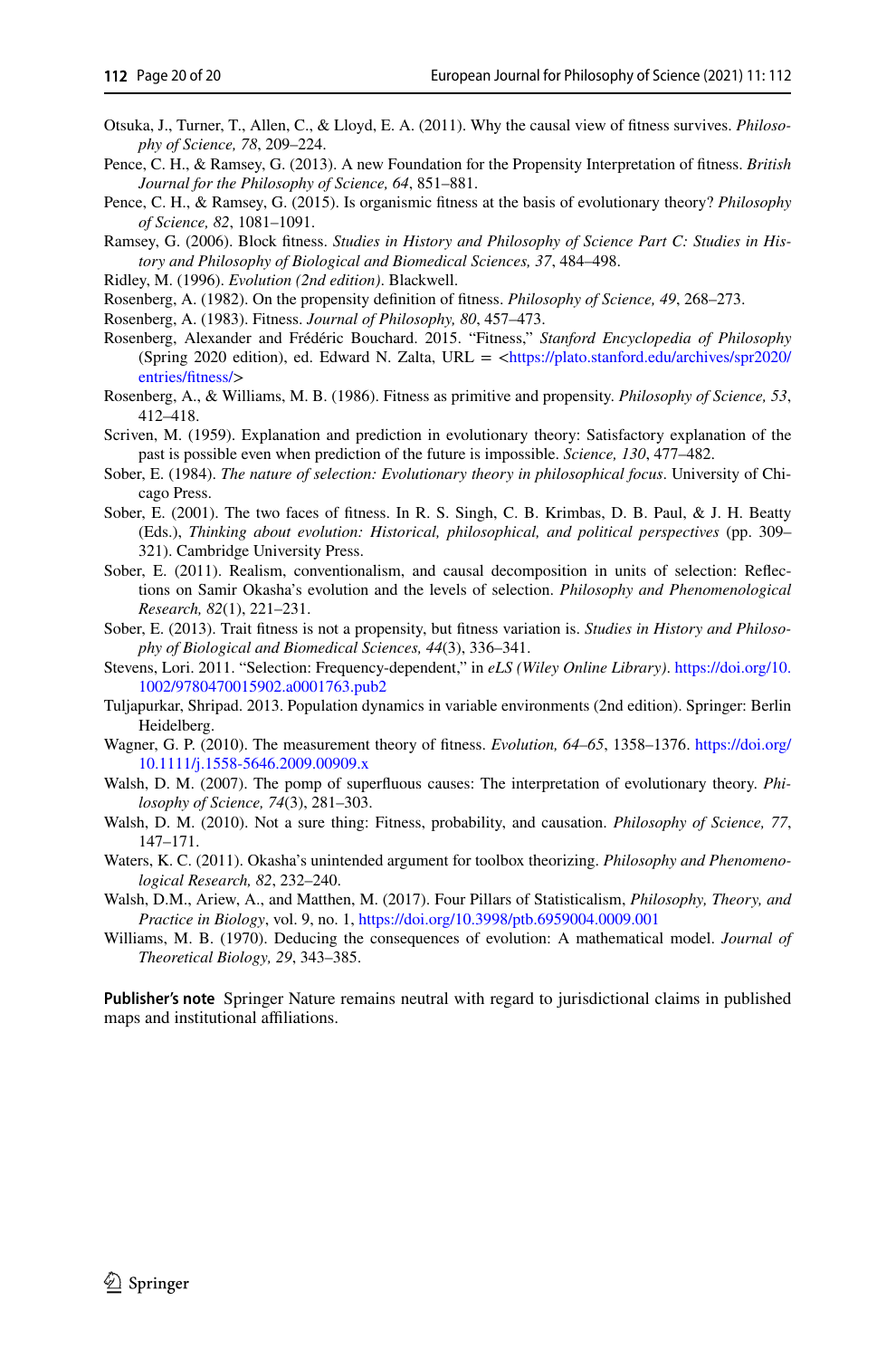Otsuka, J., Turner, T., Allen, C., & Lloyd, E. A. (2011). Why the causal view of fitness survives. *Philosophy of Science, 78*, 209–224.

Pence, C. H., & Ramsey, G. (2013). A new Foundation for the Propensity Interpretation of fitness. *British Journal for the Philosophy of Science, 64*, 851–881.

Pence, C. H., & Ramsey, G. (2015). Is organismic fitness at the basis of evolutionary theory? *Philosophy of Science, 82*, 1081–1091.

Ramsey, G. (2006). Block fitness. *Studies in History and Philosophy of Science Part C: Studies in History and Philosophy of Biological and Biomedical Sciences, 37*, 484–498.

Ridley, M. (1996). *Evolution (2nd edition)*. Blackwell.

Rosenberg, A. (1982). On the propensity definition of fitness. *Philosophy of Science, 49*, 268–273.

Rosenberg, A. (1983). Fitness. *Journal of Philosophy, 80*, 457–473.

Rosenberg, Alexander and Frédéric Bouchard. 2015. "Fitness," *Stanford Encyclopedia of Philosophy* (Spring 2020 edition), ed. Edward N. Zalta, URL = <https://plato.stanford.edu/archives/spr2020/entries/fitness/>

Rosenberg, A., & Williams, M. B. (1986). Fitness as primitive and propensity. *Philosophy of Science, 53*, 412–418.

Scriven, M. (1959). Explanation and prediction in evolutionary theory: Satisfactory explanation of the past is possible even when prediction of the future is impossible. *Science, 130*, 477–482.

Sober, E. (1984). *The nature of selection: Evolutionary theory in philosophical focus*. University of Chicago Press.

Sober, E. (2001). The two faces of fitness. In R. S. Singh, C. B. Krimbas, D. B. Paul, & J. H. Beatty (Eds.), *Thinking about evolution: Historical, philosophical, and political perspectives* (pp. 309–321). Cambridge University Press.

Sober, E. (2011). Realism, conventionalism, and causal decomposition in units of selection: Reflections on Samir Okasha's evolution and the levels of selection. *Philosophy and Phenomenological Research, 82*(1), 221–231.

Sober, E. (2013). Trait fitness is not a propensity, but fitness variation is. *Studies in History and Philosophy of Biological and Biomedical Sciences, 44*(3), 336–341.

Stevens, Lori. 2011. "Selection: Frequency-dependent," in *eLS (Wiley Online Library)*. https://doi.org/10.1002/9780470015902.a0001763.pub2

Tuljapurkar, Shripad. 2013. Population dynamics in variable environments (2nd edition). Springer: Berlin Heidelberg.

Wagner, G. P. (2010). The measurement theory of fitness. *Evolution, 64–65*, 1358–1376. https://doi.org/10.1111/j.1558-5646.2009.00909.x

Walsh, D. M. (2007). The pomp of superfluous causes: The interpretation of evolutionary theory. *Philosophy of Science, 74*(3), 281–303.

Walsh, D. M. (2010). Not a sure thing: Fitness, probability, and causation. *Philosophy of Science, 77*, 147–171.

Waters, K. C. (2011). Okasha's unintended argument for toolbox theorizing. *Philosophy and Phenomenological Research, 82*, 232–240.

Walsh, D.M., Ariew, A., and Matthen, M. (2017). Four Pillars of Statisticalism, *Philosophy, Theory, and Practice in Biology*, vol. 9, no. 1, https://doi.org/10.3998/ptb.6959004.0009.001

Williams, M. B. (1970). Deducing the consequences of evolution: A mathematical model. *Journal of Theoretical Biology, 29*, 343–385.

**Publisher's note** Springer Nature remains neutral with regard to jurisdictional claims in published maps and institutional affiliations.